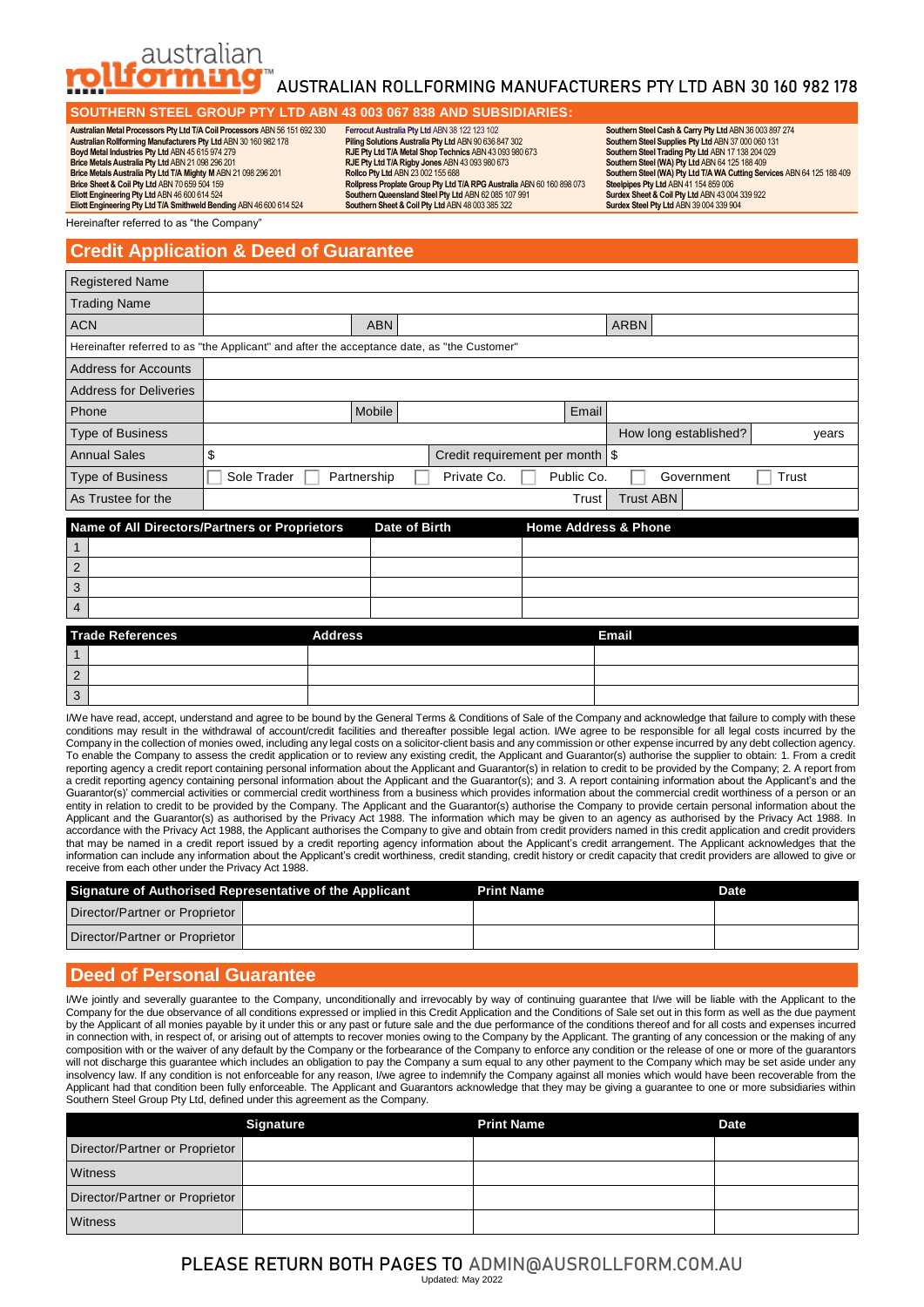australian rollforming™ AUSTRALIAN ROLLFORMING MANUFACTURERS PTY LTD ABN 30 160 982 178

## SOUTHERN STEEL GROUP PTY LTD ABN 43 003 067 838 AND SUBSIDIARIES:

**Australian Metal Processors Pty Ltd T/A Coil Processors** ABN 56 151 692 330
**Australian Rollforming Manufacturers Pty Ltd** ABN 30 160 982 178
**Boyd Metal Industries Pty Ltd** ABN 45 615 974 279
**Brice Metals Australia Pty Ltd** ABN 21 098 296 201
**Brice Metals Australia Pty Ltd T/A Mighty M** ABN 21 098 296 201
**Brice Sheet & Coil Pty Ltd** ABN 70 659 504 159
**Eliott Engineering Pty Ltd** ABN 46 600 614 524
**Eliott Engineering Pty Ltd T/A Smithweld Bending** ABN 46 600 614 524
**Ferrocut Australia Pty Ltd** ABN 38 122 123 102
**Piling Solutions Australia Pty Ltd** ABN 90 636 847 302
**RJE Pty Ltd T/A Metal Shop Technics** ABN 43 093 980 673
**RJE Pty Ltd T/A Rigby Jones** ABN 43 093 980 673
**Rollco Pty Ltd** ABN 23 002 155 688
**Rollpress Proplate Group Pty Ltd T/A RPG Australia** ABN 60 160 898 073
**Southern Queensland Steel Pty Ltd** ABN 62 085 107 991
**Southern Sheet & Coil Pty Ltd** ABN 48 003 385 322
**Southern Steel Cash & Carry Pty Ltd** ABN 36 003 897 274
**Southern Steel Supplies Pty Ltd** ABN 37 000 060 131
**Southern Steel Trading Pty Ltd** ABN 17 138 204 029
**Southern Steel (WA) Pty Ltd** ABN 64 125 188 409
**Southern Steel (WA) Pty Ltd T/A WA Cutting Services** ABN 64 125 188 409
**Steelpipes Pty Ltd** ABN 41 154 859 006
**Surdex Sheet & Coil Pty Ltd** ABN 43 004 339 922
**Surdex Steel Pty Ltd** ABN 39 004 339 904

Hereinafter referred to as "the Company"

## Credit Application & Deed of Guarantee

| Registered Name | | | | | | |
|---|---|---|---|---|---|---|
| Trading Name | | | | | | |
| ACN | | ABN | | ARBN | | |
| Hereinafter referred to as "the Applicant" and after the acceptance date, as "the Customer" | | | | | | |
| Address for Accounts | | | | | | |
| Address for Deliveries | | | | | | |
| Phone | | Mobile | | Email | | |
| Type of Business | | | | How long established? | years | |
| Annual Sales | $ | | Credit requirement per month | $ | | |
| Type of Business | ☐ Sole Trader | ☐ Partnership | ☐ Private Co. | ☐ Public Co. | ☐ Government | ☐ Trust |
| As Trustee for the | | | Trust | Trust ABN | | |

| | Name of All Directors/Partners or Proprietors | Date of Birth | Home Address & Phone |
|---|---|---|---|
| 1 | | | |
| 2 | | | |
| 3 | | | |
| 4 | | | |

| | Trade References | Address | Email |
|---|---|---|---|
| 1 | | | |
| 2 | | | |
| 3 | | | |

I/We have read, accept, understand and agree to be bound by the General Terms & Conditions of Sale of the Company and acknowledge that failure to comply with these conditions may result in the withdrawal of account/credit facilities and thereafter possible legal action. I/We agree to be responsible for all legal costs incurred by the Company in the collection of monies owed, including any legal costs on a solicitor-client basis and any commission or other expense incurred by any debt collection agency. To enable the Company to assess the credit application or to review any existing credit, the Applicant and Guarantor(s) authorise the supplier to obtain: 1. From a credit reporting agency a credit report containing personal information about the Applicant and Guarantor(s) in relation to credit to be provided by the Company; 2. A report from a credit reporting agency containing personal information about the Applicant and the Guarantor(s); and 3. A report containing information about the Applicant's and the Guarantor(s)' commercial activities or commercial credit worthiness from a business which provides information about the commercial credit worthiness of a person or an entity in relation to credit to be provided by the Company. The Applicant and the Guarantor(s) authorise the Company to provide certain personal information about the Applicant and the Guarantor(s) as authorised by the Privacy Act 1988. The information which may be given to an agency as authorised by the Privacy Act 1988. In accordance with the Privacy Act 1988, the Applicant authorises the Company to give and obtain from credit providers named in this credit application and credit providers that may be named in a credit report issued by a credit reporting agency information about the Applicant's credit arrangement. The Applicant acknowledges that the information can include any information about the Applicant's credit worthiness, credit standing, credit history or credit capacity that credit providers are allowed to give or receive from each other under the Privacy Act 1988.

| Signature of Authorised Representative of the Applicant | | Print Name | Date |
|---|---|---|---|
| Director/Partner or Proprietor | | | |
| Director/Partner or Proprietor | | | |

## Deed of Personal Guarantee

I/We jointly and severally guarantee to the Company, unconditionally and irrevocably by way of continuing guarantee that I/we will be liable with the Applicant to the Company for the due observance of all conditions expressed or implied in this Credit Application and the Conditions of Sale set out in this form as well as the due payment by the Applicant of all monies payable by it under this or any past or future sale and the due performance of the conditions thereof and for all costs and expenses incurred in connection with, in respect of, or arising out of attempts to recover monies owing to the Company by the Applicant. The granting of any concession or the making of any composition with or the waiver of any default by the Company or the forbearance of the Company to enforce any condition or the release of one or more of the guarantors will not discharge this guarantee which includes an obligation to pay the Company a sum equal to any other payment to the Company which may be set aside under any insolvency law. If any condition is not enforceable for any reason, I/we agree to indemnify the Company against all monies which would have been recoverable from the Applicant had that condition been fully enforceable. The Applicant and Guarantors acknowledge that they may be giving a guarantee to one or more subsidiaries within Southern Steel Group Pty Ltd, defined under this agreement as the Company.

| | Signature | Print Name | Date |
|---|---|---|---|
| Director/Partner or Proprietor | | | |
| Witness | | | |
| Director/Partner or Proprietor | | | |
| Witness | | | |

PLEASE RETURN BOTH PAGES TO ADMIN@AUSROLLFORM.COM.AU

Updated: May 2022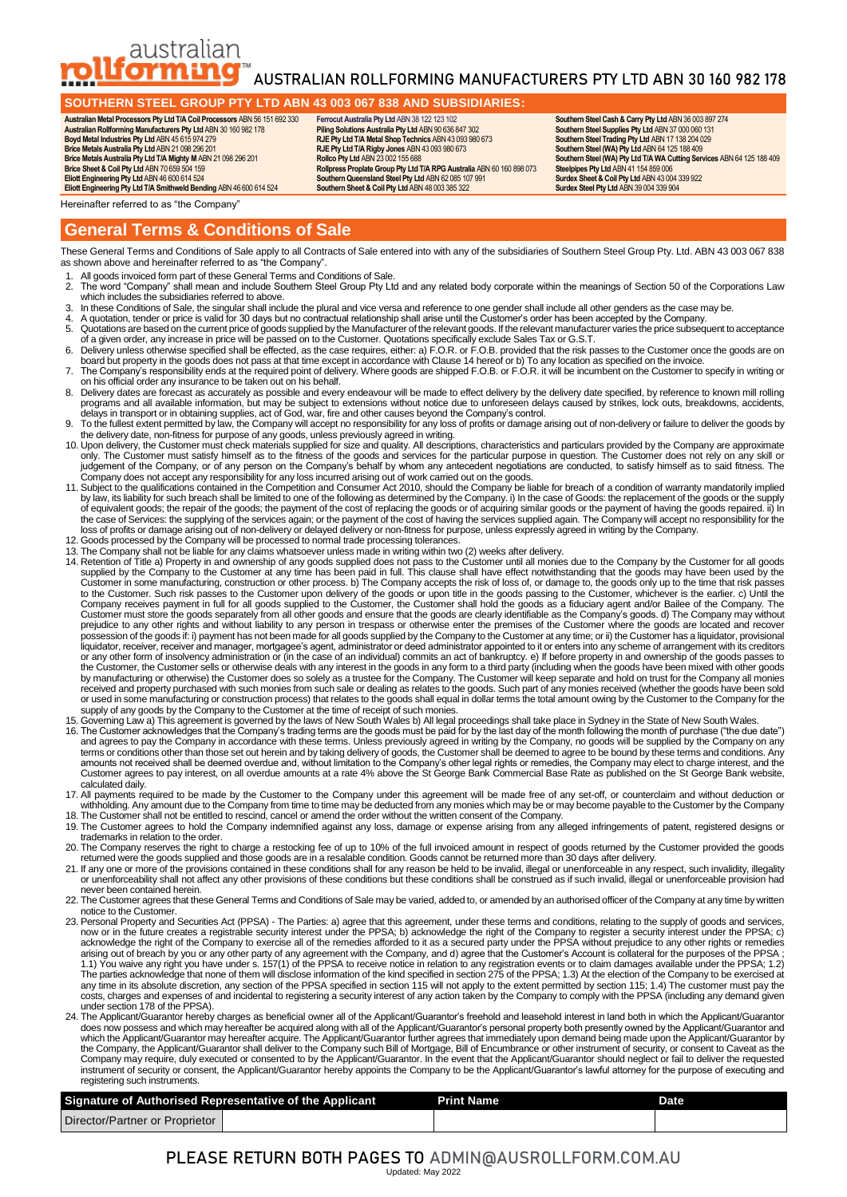australian **rollforming**™ AUSTRALIAN ROLLFORMING MANUFACTURERS PTY LTD ABN 30 160 982 178

## SOUTHERN STEEL GROUP PTY LTD ABN 43 003 067 838 AND SUBSIDIARIES:

**Australian Metal Processors Pty Ltd T/A Coil Processors** ABN 56 151 692 330
**Australian Rollforming Manufacturers Pty Ltd** ABN 30 160 982 178
**Boyd Metal Industries Pty Ltd** ABN 45 615 974 279
**Brice Metals Australia Pty Ltd** ABN 21 098 296 201
**Brice Metals Australia Pty Ltd T/A Mighty M** ABN 21 098 296 201
**Brice Sheet & Coil Pty Ltd** ABN 70 659 504 159
**Eliott Engineering Pty Ltd** ABN 46 600 614 524
**Eliott Engineering Pty Ltd T/A Smithweld Bending** ABN 46 600 614 524
**Ferrocut Australia Pty Ltd** ABN 38 122 123 102
**Piling Solutions Australia Pty Ltd** ABN 90 636 847 302
**RJE Pty Ltd T/A Metal Shop Technics** ABN 43 093 980 673
**RJE Pty Ltd T/A Rigby Jones** ABN 43 093 980 673
**Rollco Pty Ltd** ABN 23 002 155 688
**Rollpress Proplate Group Pty Ltd T/A RPG Australia** ABN 60 160 898 073
**Southern Queensland Steel Pty Ltd** ABN 62 085 107 991
**Southern Sheet & Coil Pty Ltd** ABN 48 003 385 322
**Southern Steel Cash & Carry Pty Ltd** ABN 36 003 897 274
**Southern Steel Supplies Pty Ltd** ABN 37 000 060 131
**Southern Steel Trading Pty Ltd** ABN 17 138 204 029
**Southern Steel (WA) Pty Ltd** ABN 64 125 188 409
**Southern Steel (WA) Pty Ltd T/A WA Cutting Services** ABN 64 125 188 409
**Steelpipes Pty Ltd** ABN 41 154 859 006
**Surdex Sheet & Coil Pty Ltd** ABN 43 004 339 922
**Surdex Steel Pty Ltd** ABN 39 004 339 904

Hereinafter referred to as "the Company"

# General Terms & Conditions of Sale

These General Terms and Conditions of Sale apply to all Contracts of Sale entered into with any of the subsidiaries of Southern Steel Group Pty. Ltd. ABN 43 003 067 838 as shown above and hereinafter referred to as "the Company".

1. All goods invoiced form part of these General Terms and Conditions of Sale.
2. The word "Company" shall mean and include Southern Steel Group Pty Ltd and any related body corporate within the meanings of Section 50 of the Corporations Law which includes the subsidiaries referred to above.
3. In these Conditions of Sale, the singular shall include the plural and vice versa and reference to one gender shall include all other genders as the case may be.
4. A quotation, tender or price is valid for 30 days but no contractual relationship shall arise until the Customer's order has been accepted by the Company.
5. Quotations are based on the current price of goods supplied by the Manufacturer of the relevant goods. If the relevant manufacturer varies the price subsequent to acceptance of a given order, any increase in price will be passed on to the Customer. Quotations specifically exclude Sales Tax or G.S.T.
6. Delivery unless otherwise specified shall be effected, as the case requires, either: a) F.O.R. or F.O.B. provided that the risk passes to the Customer once the goods are on board but property in the goods does not pass at that time except in accordance with Clause 14 hereof or b) To any location as specified on the invoice.
7. The Company's responsibility ends at the required point of delivery. Where goods are shipped F.O.B. or F.O.R. it will be incumbent on the Customer to specify in writing or on his official order any insurance to be taken out on his behalf.
8. Delivery dates are forecast as accurately as possible and every endeavour will be made to effect delivery by the delivery date specified, by reference to known mill rolling programs and all available information, but may be subject to extensions without notice due to unforeseen delays caused by strikes, lock outs, breakdowns, accidents, delays in transport or in obtaining supplies, act of God, war, fire and other causes beyond the Company's control.
9. To the fullest extent permitted by law, the Company will accept no responsibility for any loss of profits or damage arising out of non-delivery or failure to deliver the goods by the delivery date, non-fitness for purpose of any goods, unless previously agreed in writing.
10. Upon delivery, the Customer must check materials supplied for size and quality. All descriptions, characteristics and particulars provided by the Company are approximate only. The Customer must satisfy himself as to the fitness of the goods and services for the particular purpose in question. The Customer does not rely on any skill or judgement of the Company, or of any person on the Company's behalf by whom any antecedent negotiations are conducted, to satisfy himself as to said fitness. The Company does not accept any responsibility for any loss incurred arising out of work carried out on the goods.
11. Subject to the qualifications contained in the Competition and Consumer Act 2010, should the Company be liable for breach of a condition of warranty mandatorily implied by law, its liability for such breach shall be limited to one of the following as determined by the Company. i) In the case of Goods: the replacement of the goods or the supply of equivalent goods; the repair of the goods; the payment of the cost of replacing the goods or of acquiring similar goods or the payment of having the goods repaired. ii) In the case of Services: the supplying of the services again; or the payment of the cost of having the services supplied again. The Company will accept no responsibility for the loss of profits or damage arising out of non-delivery or delayed delivery or non-fitness for purpose, unless expressly agreed in writing by the Company.
12. Goods processed by the Company will be processed to normal trade processing tolerances.
13. The Company shall not be liable for any claims whatsoever unless made in writing within two (2) weeks after delivery.
14. Retention of Title a) Property in and ownership of any goods supplied does not pass to the Customer until all monies due to the Company by the Customer for all goods supplied by the Company to the Customer at any time has been paid in full. This clause shall have effect notwithstanding that the goods may have been used by the Customer in some manufacturing, construction or other process. b) The Company accepts the risk of loss of, or damage to, the goods only up to the time that risk passes to the Customer. Such risk passes to the Customer upon delivery of the goods or upon title in the goods passing to the Customer, whichever is the earlier. c) Until the Company receives payment in full for all goods supplied to the Customer, the Customer shall hold the goods as a fiduciary agent and/or Bailee of the Company. The Customer must store the goods separately from all other goods and ensure that the goods are clearly identifiable as the Company's goods. d) The Company may without prejudice to any other rights and without liability to any person in trespass or otherwise enter the premises of the Customer where the goods are located and recover possession of the goods if: i) payment has not been made for all goods supplied by the Company to the Customer at any time; or ii) the Customer has a liquidator, provisional liquidator, receiver, receiver and manager, mortgagee's agent, administrator or deed administrator appointed to it or enters into any scheme of arrangement with its creditors or any other form of insolvency administration or (in the case of an individual) commits an act of bankruptcy. e) If before property in and ownership of the goods passes to the Customer, the Customer sells or otherwise deals with any interest in the goods in any form to a third party (including when the goods have been mixed with other goods by manufacturing or otherwise) the Customer does so solely as a trustee for the Company. The Customer will keep separate and hold on trust for the Company all monies received and property purchased with such monies from such sale or dealing as relates to the goods. Such part of any monies received (whether the goods have been sold or used in some manufacturing or construction process) that relates to the goods shall equal in dollar terms the total amount owing by the Customer to the Company for the supply of any goods by the Company to the Customer at the time of receipt of such monies.
15. Governing Law a) This agreement is governed by the laws of New South Wales b) All legal proceedings shall take place in Sydney in the State of New South Wales.
16. The Customer acknowledges that the Company's trading terms are the goods must be paid for by the last day of the month following the month of purchase ("the due date") and agrees to pay the Company in accordance with these terms. Unless previously agreed in writing by the Company, no goods will be supplied by the Company on any terms or conditions other than those set out herein and by taking delivery of goods, the Customer shall be deemed to agree to be bound by these terms and conditions. Any amounts not received shall be deemed overdue and, without limitation to the Company's other legal rights or remedies, the Company may elect to charge interest, and the Customer agrees to pay interest, on all overdue amounts at a rate 4% above the St George Bank Commercial Base Rate as published on the St George Bank website, calculated daily.
17. All payments required to be made by the Customer to the Company under this agreement will be made free of any set-off, or counterclaim and without deduction or withholding. Any amount due to the Company from time to time may be deducted from any monies which may be or may become payable to the Customer by the Company
18. The Customer shall not be entitled to rescind, cancel or amend the order without the written consent of the Company.
19. The Customer agrees to hold the Company indemnified against any loss, damage or expense arising from any alleged infringements of patent, registered designs or trademarks in relation to the order.
20. The Company reserves the right to charge a restocking fee of up to 10% of the full invoiced amount in respect of goods returned by the Customer provided the goods returned were the goods supplied and those goods are in a resalable condition. Goods cannot be returned more than 30 days after delivery.
21. If any one or more of the provisions contained in these conditions shall for any reason be held to be invalid, illegal or unenforceable in any respect, such invalidity, illegality or unenforceability shall not affect any other provisions of these conditions but these conditions shall be construed as if such invalid, illegal or unenforceable provision had never been contained herein.
22. The Customer agrees that these General Terms and Conditions of Sale may be varied, added to, or amended by an authorised officer of the Company at any time by written notice to the Customer.
23. Personal Property and Securities Act (PPSA) - The Parties: a) agree that this agreement, under these terms and conditions, relating to the supply of goods and services, now or in the future creates a registrable security interest under the PPSA; b) acknowledge the right of the Company to register a security interest under the PPSA; c) acknowledge the right of the Company to exercise all of the remedies afforded to it as a secured party under the PPSA without prejudice to any other rights or remedies arising out of breach by you or any other party of any agreement with the Company, and d) agree that the Customer's Account is collateral for the purposes of the PPSA ; 1.1) You waive any right you have under s. 157(1) of the PPSA to receive notice in relation to any registration events or to claim damages available under the PPSA; 1.2) The parties acknowledge that none of them will disclose information of the kind specified in section 275 of the PPSA; 1.3) At the election of the Company to be exercised at any time in its absolute discretion, any section of the PPSA specified in section 115 will not apply to the extent permitted by section 115; 1.4) The customer must pay the costs, charges and expenses of and incidental to registering a security interest of any action taken by the Company to comply with the PPSA (including any demand given under section 178 of the PPSA).
24. The Applicant/Guarantor hereby charges as beneficial owner all of the Applicant/Guarantor's freehold and leasehold interest in land both in which the Applicant/Guarantor does now possess and which may hereafter be acquired along with all of the Applicant/Guarantor's personal property both presently owned by the Applicant/Guarantor and which the Applicant/Guarantor may hereafter acquire. The Applicant/Guarantor further agrees that immediately upon demand being made upon the Applicant/Guarantor by the Company, the Applicant/Guarantor shall deliver to the Company such Bill of Mortgage, Bill of Encumbrance or other instrument of security, or consent to Caveat as the Company may require, duly executed or consented to by the Applicant/Guarantor. In the event that the Applicant/Guarantor should neglect or fail to deliver the requested instrument of security or consent, the Applicant/Guarantor hereby appoints the Company to be the Applicant/Guarantor's lawful attorney for the purpose of executing and registering such instruments.

| Signature of Authorised Representative of the Applicant | | Print Name | Date |
|---|---|---|---|
| Director/Partner or Proprietor | | | |

**PLEASE RETURN BOTH PAGES TO ADMIN@AUSROLLFORM.COM.AU**

Updated: May 2022